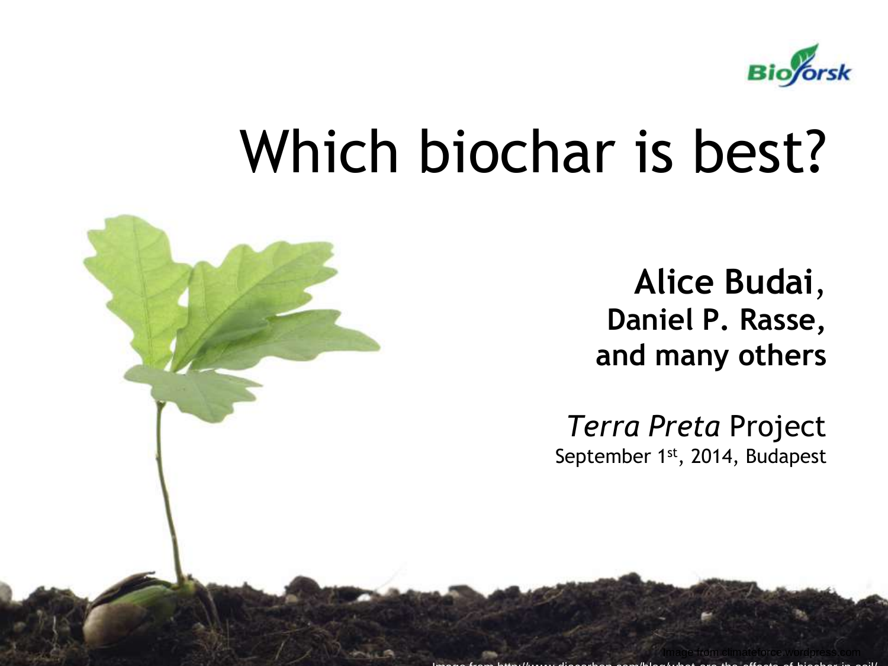# Which biochar is best?

**Alice Budai,**
**Daniel P. Rasse,**
**and many others**

*Terra Preta* Project
September 1st, 2014, Budapest

Image from climateforce.wordpress.com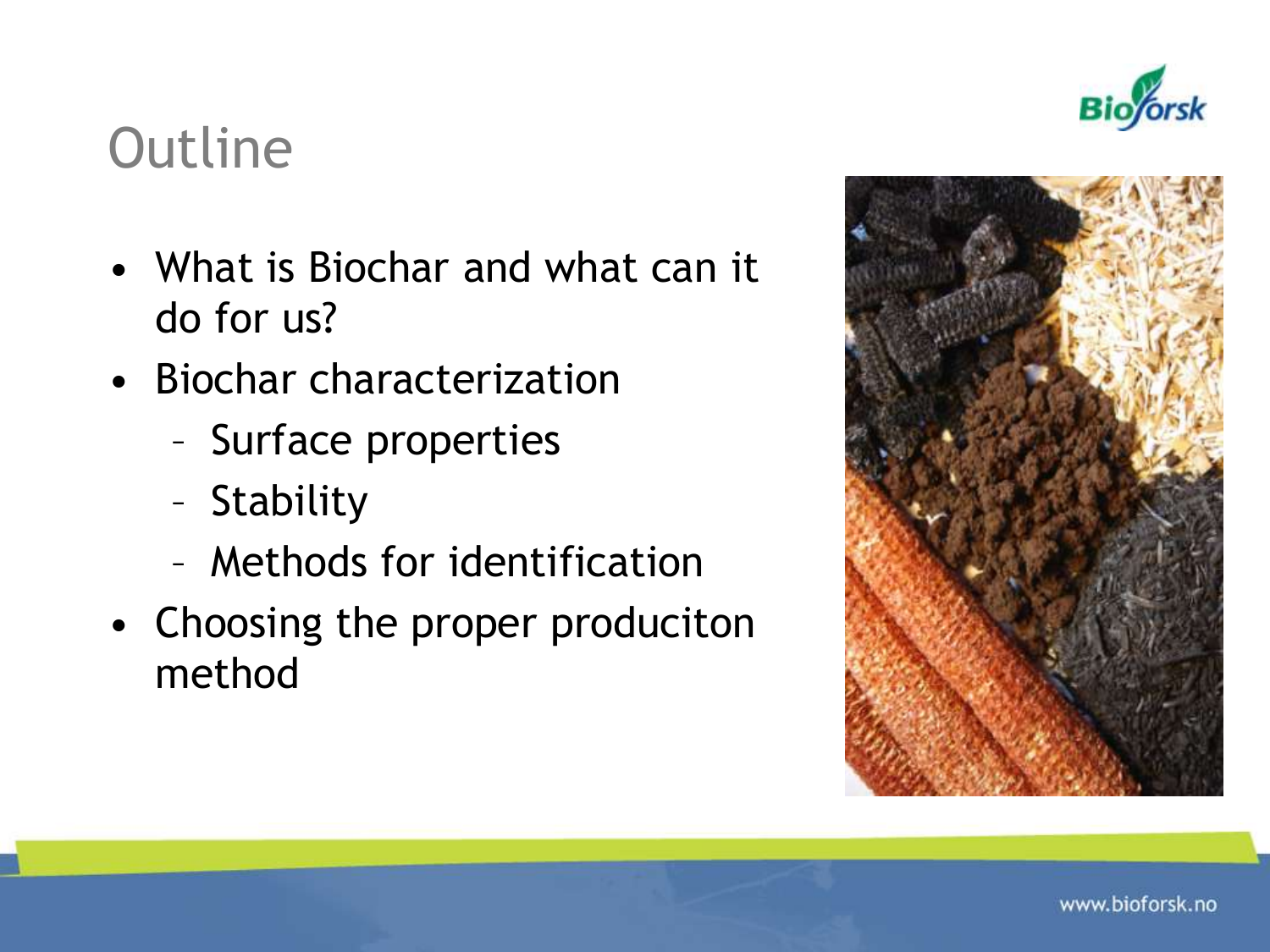# Outline

- What is Biochar and what can it do for us?
- Biochar characterization
  - Surface properties
  - Stability
  - Methods for identification
- Choosing the proper produciton method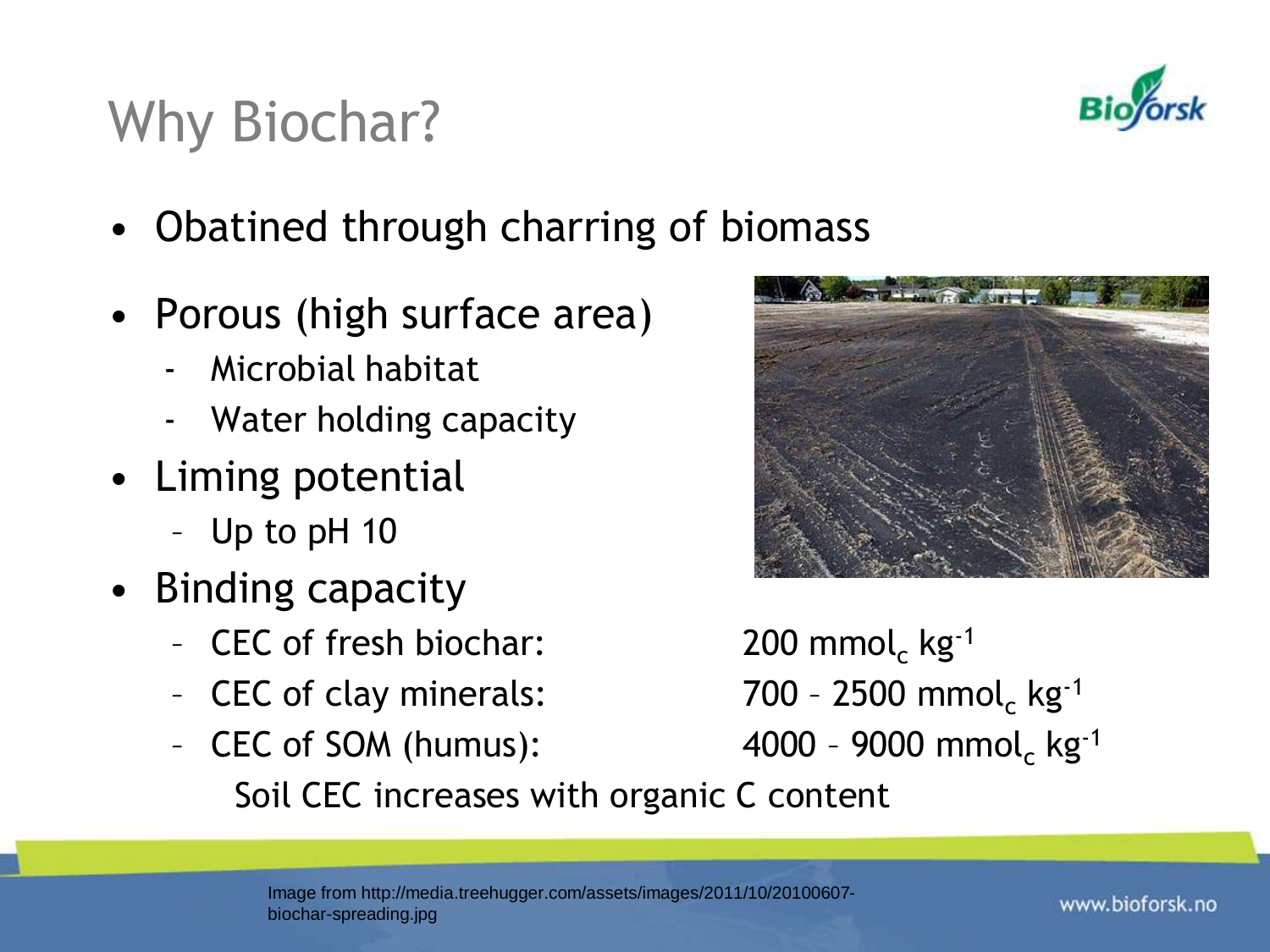# Why Biochar?

- Obatined through charring of biomass
- Porous (high surface area)
  - Microbial habitat
  - Water holding capacity
- Liming potential
  - Up to pH 10
- Binding capacity
  - CEC of fresh biochar: 200 $mmol_c\ kg^{-1}$
  - CEC of clay minerals: 700 – 2500 $mmol_c\ kg^{-1}$
  - CEC of SOM (humus): 4000 – 9000 $mmol_c\ kg^{-1}$

  Soil CEC increases with organic C content

Image from http://media.treehugger.com/assets/images/2011/10/20100607-biochar-spreading.jpg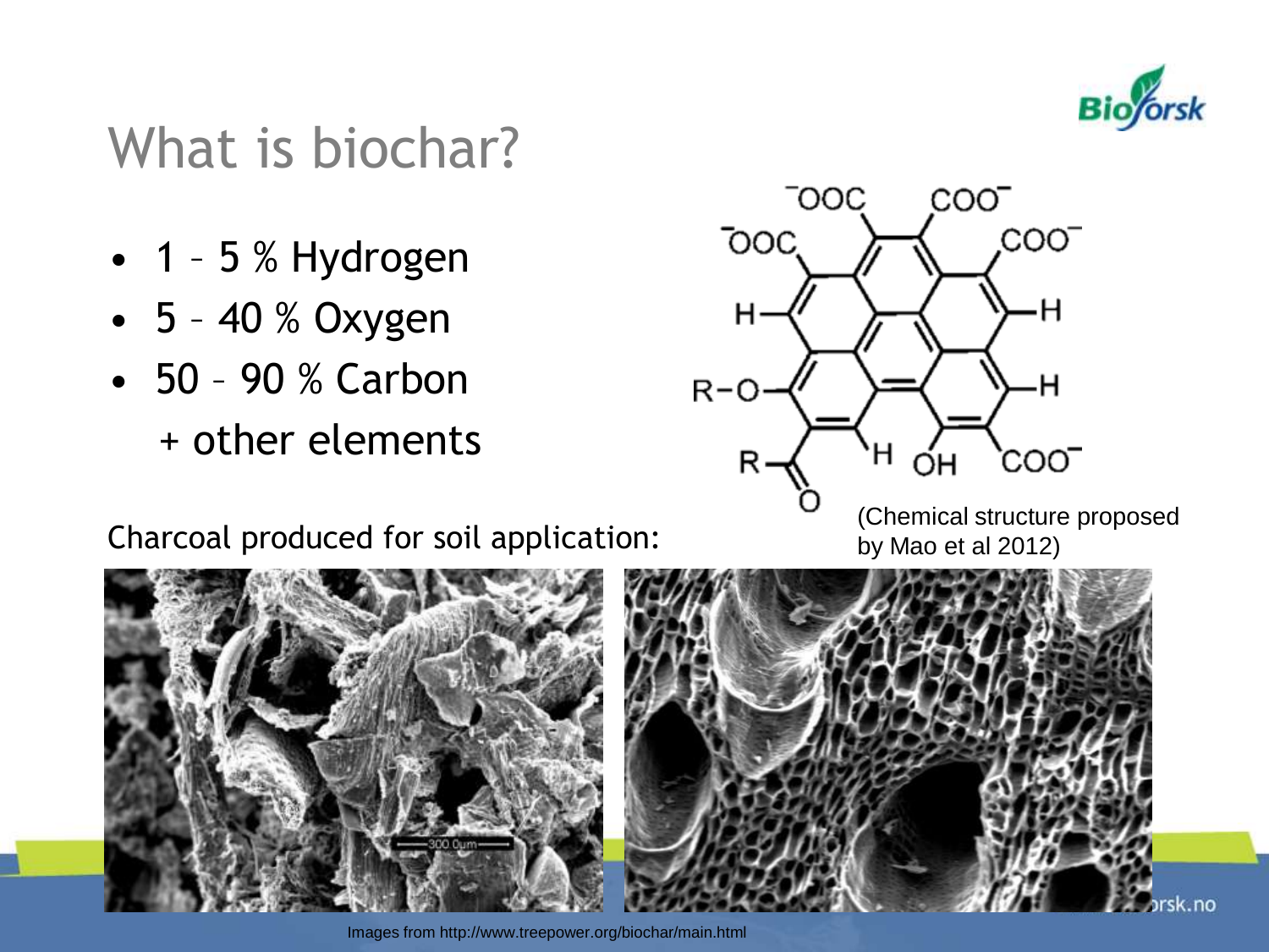# What is biochar?

- 1 – 5 % Hydrogen
- 5 – 40 % Oxygen
- 50 – 90 % Carbon

  + other elements

(Chemical structure proposed by Mao et al 2012)

Charcoal produced for soil application:

Images from http://www.treepower.org/biochar/main.html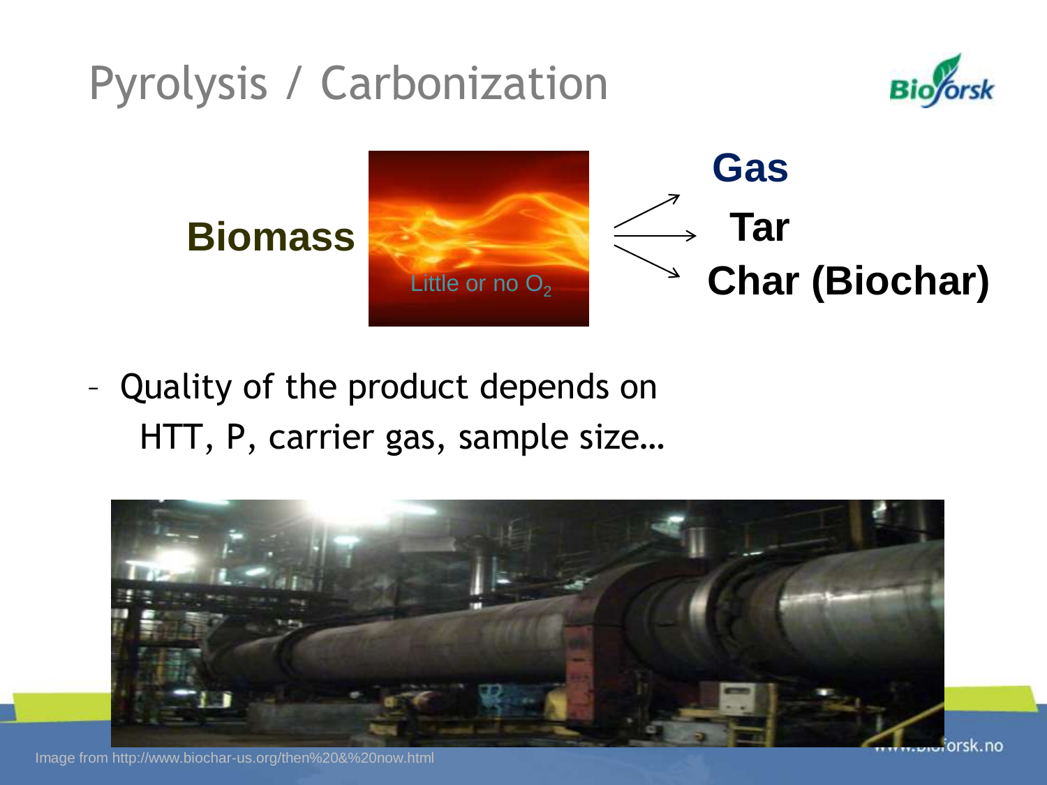# Pyrolysis / Carbonization

**Biomass** → Little or no $O_2$ → **Gas**, **Tar**, **Char (Biochar)**

– Quality of the product depends on HTT, P, carrier gas, sample size…

Image from http://www.biochar-us.org/then%20&%20now.html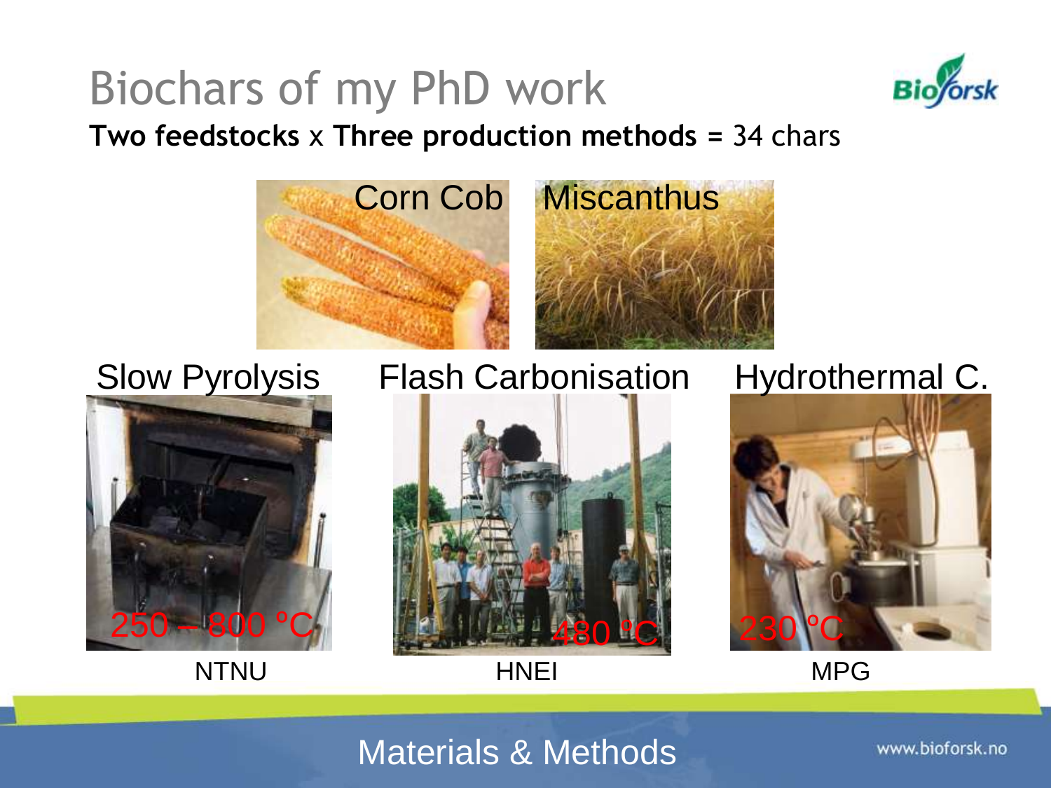# Biochars of my PhD work

**Two feedstocks** x **Three production methods =** 34 chars

Corn Cob

Miscanthus

Slow Pyrolysis

250 – 800 °C

NTNU

Flash Carbonisation

480 °C

HNEI

Hydrothermal C.

230 °C

MPG

Materials & Methods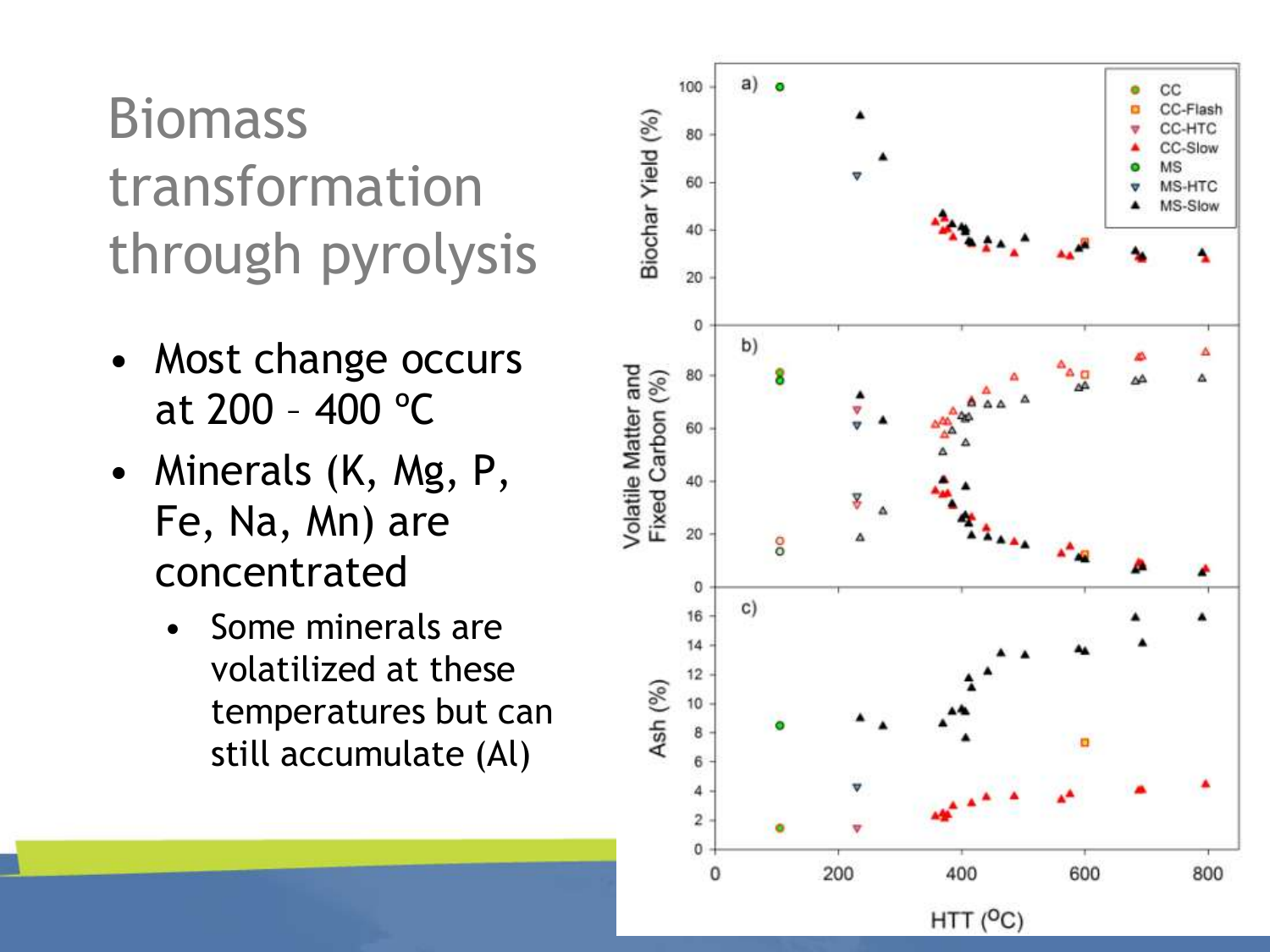# Biomass transformation through pyrolysis

- Most change occurs at 200 – 400 ºC
- Minerals (K, Mg, P, Fe, Na, Mn) are concentrated
  - Some minerals are volatilized at these temperatures but can still accumulate (Al)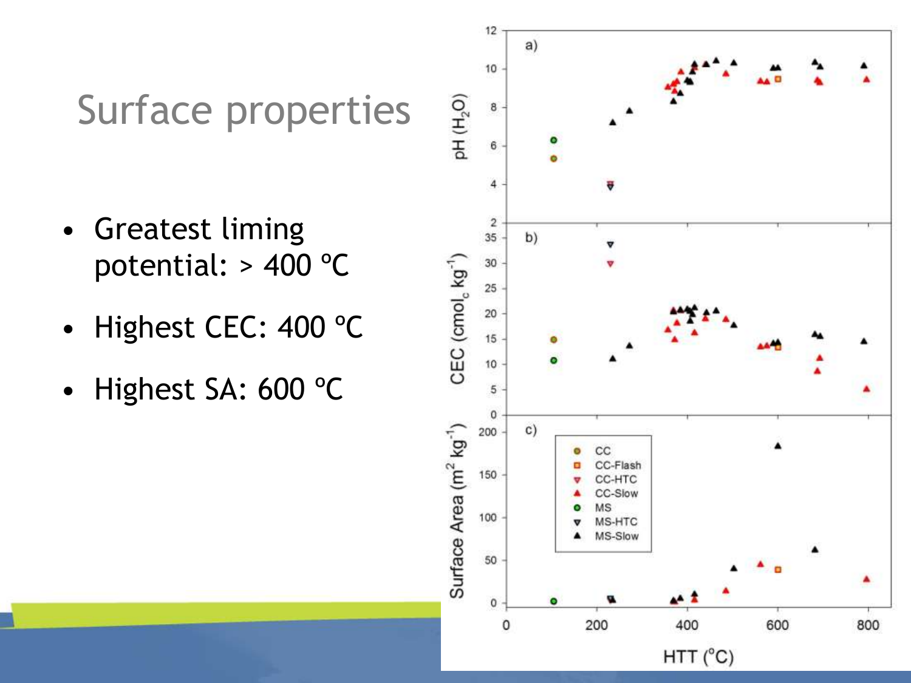# Surface properties

- Greatest liming potential: > 400 ºC
- Highest CEC: 400 ºC
- Highest SA: 600 ºC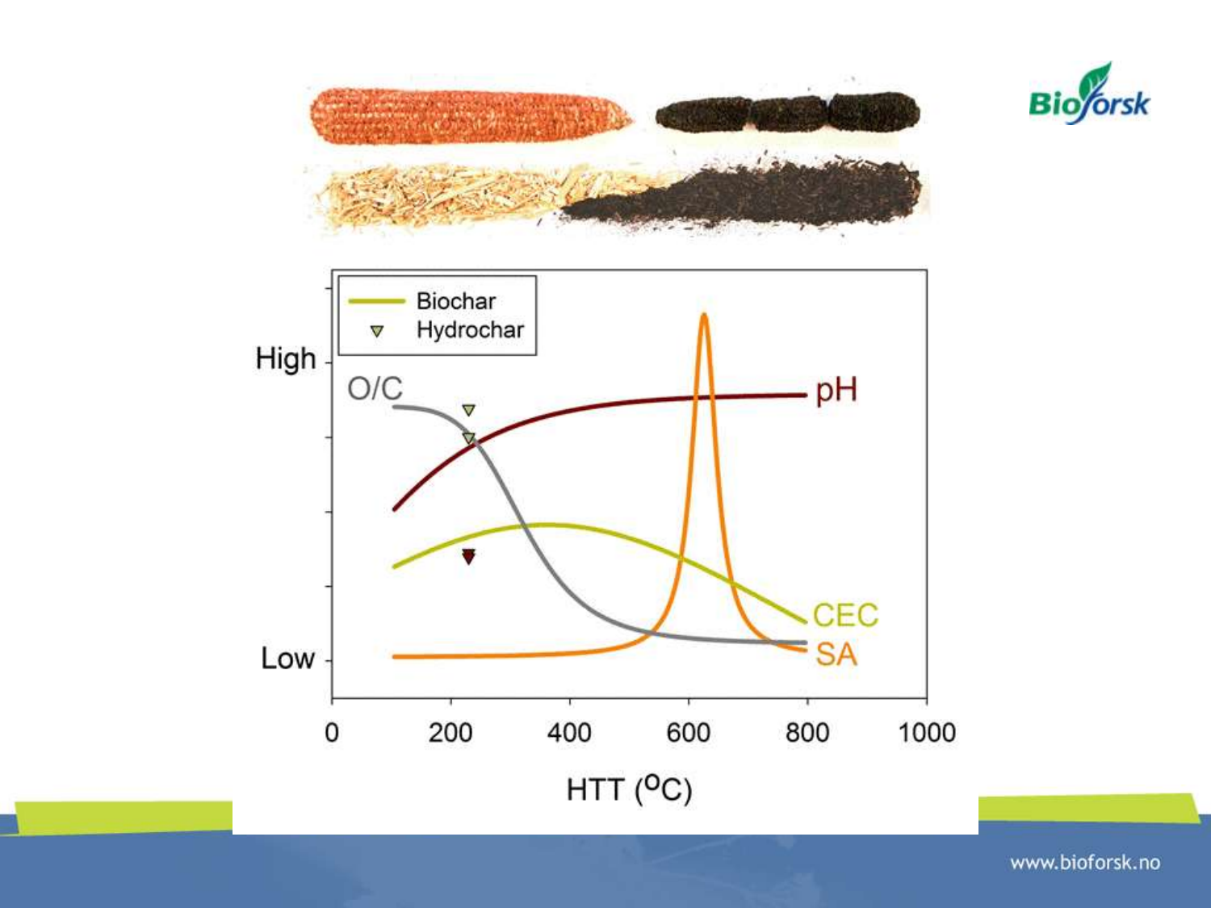Biochar
Hydrochar

High

Low

O/C

pH

CEC

SA

0 200 400 600 800 1000

HTT ($^{o}C$)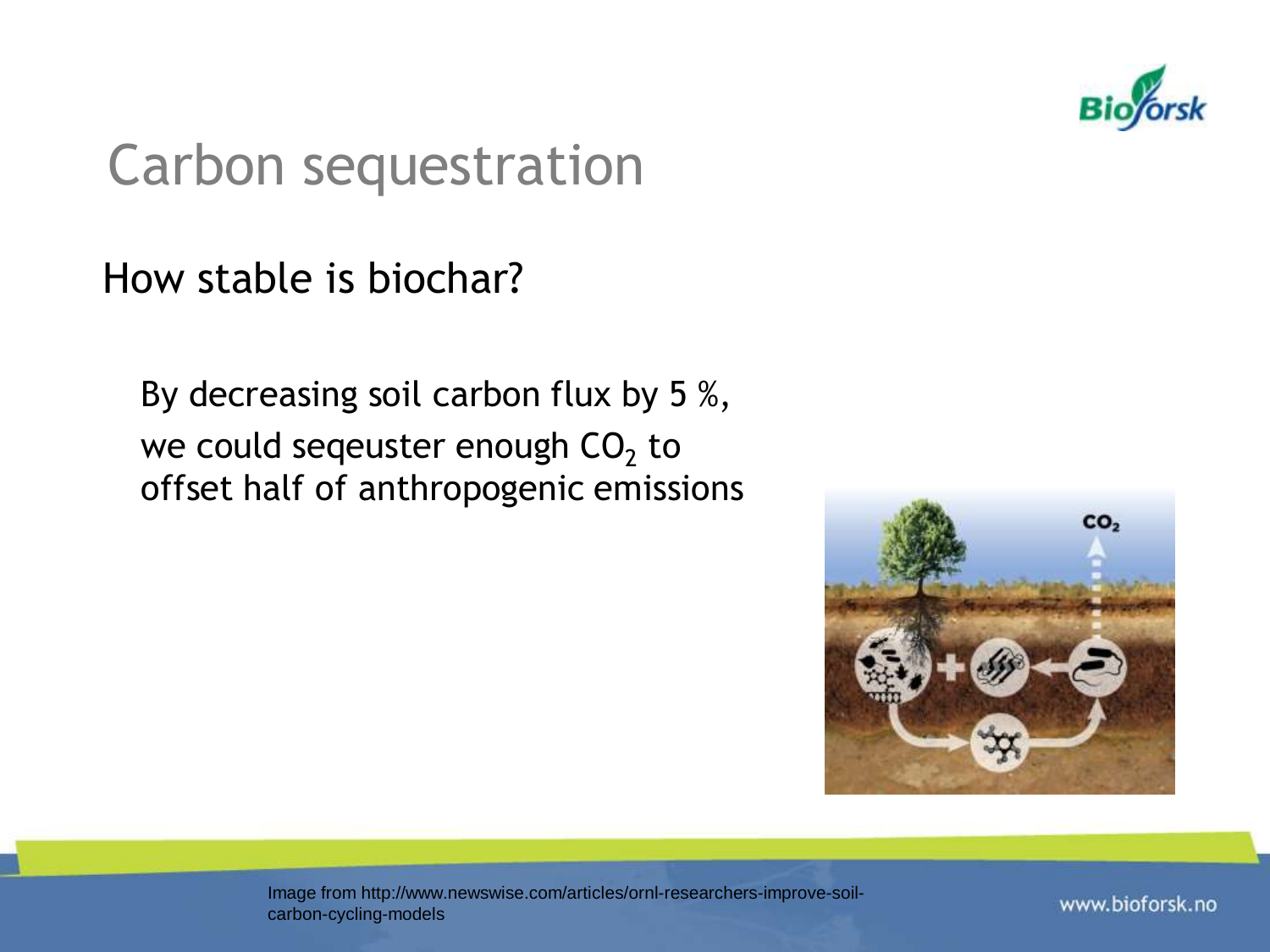# Carbon sequestration

## How stable is biochar?

By decreasing soil carbon flux by 5 %, we could seqeuster enough $CO_2$ to offset half of anthropogenic emissions

Image from http://www.newswise.com/articles/ornl-researchers-improve-soil-carbon-cycling-models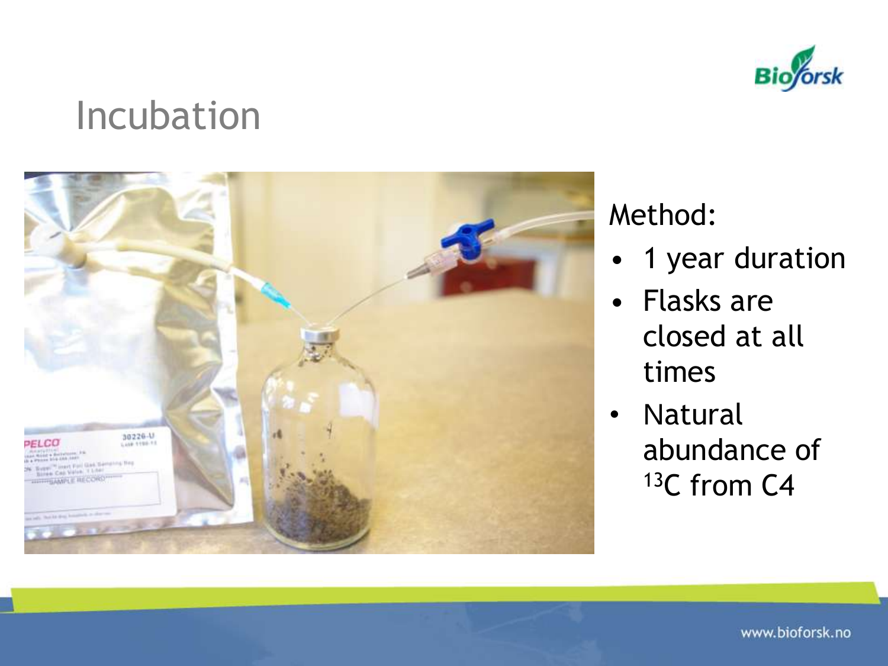# Incubation

Method:

- 1 year duration
- Flasks are closed at all times
- Natural abundance of $^{13}C$ from C4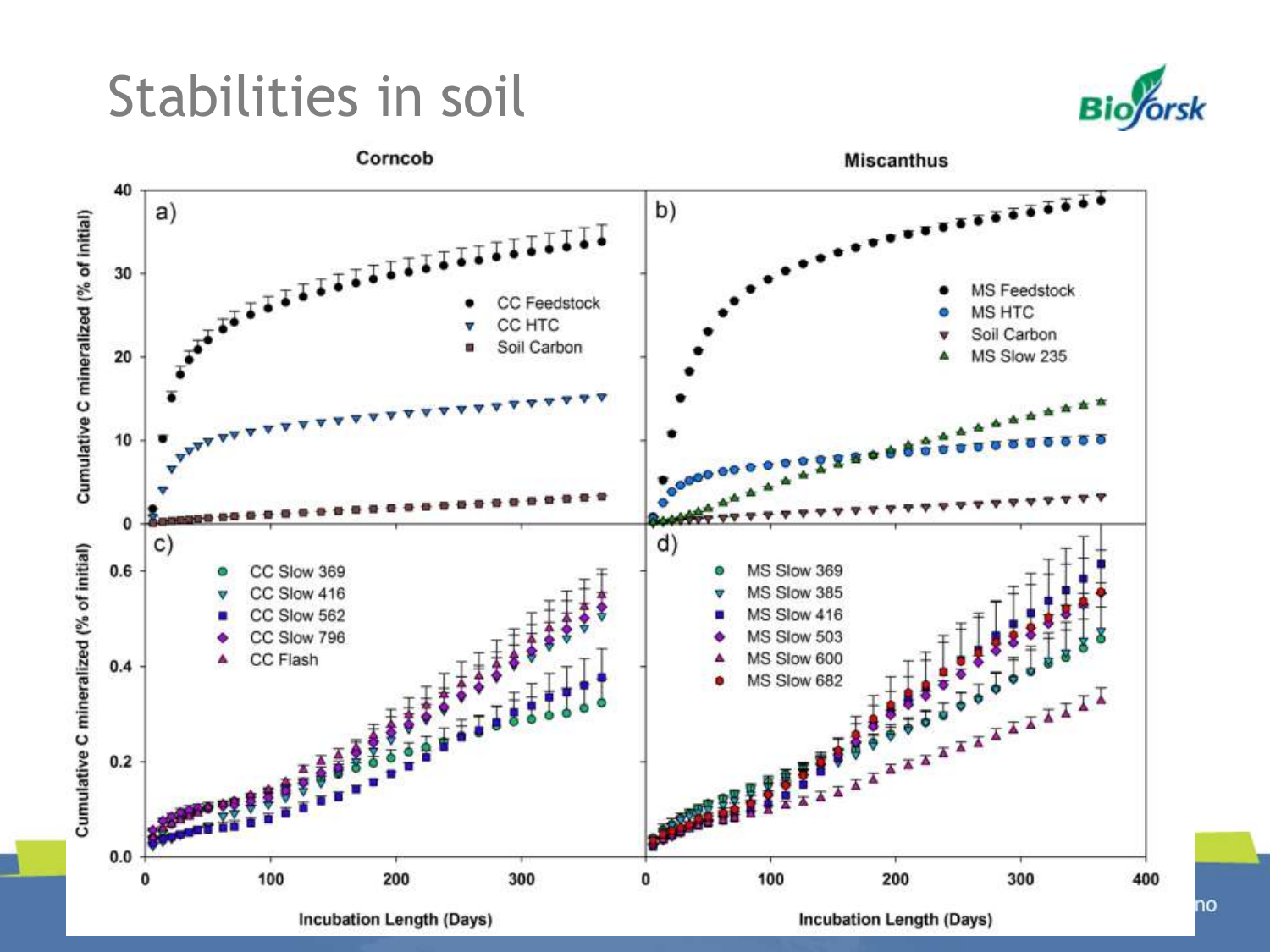# Stabilities in soil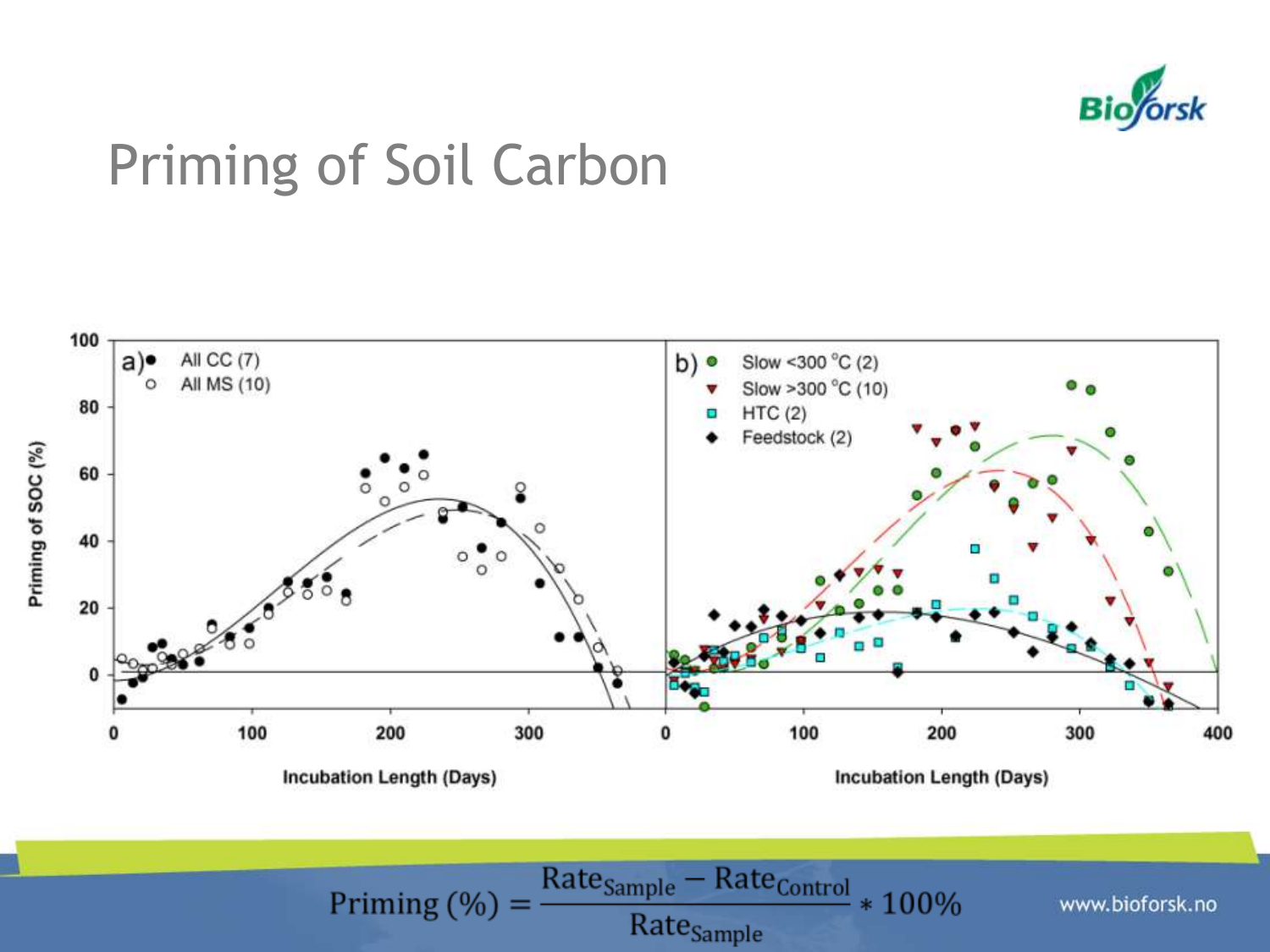# Priming of Soil Carbon

$$\text{Priming (\%)} = \frac{\text{Rate}_{\text{Sample}} - \text{Rate}_{\text{Control}}}{\text{Rate}_{\text{Sample}}} * 100\%$$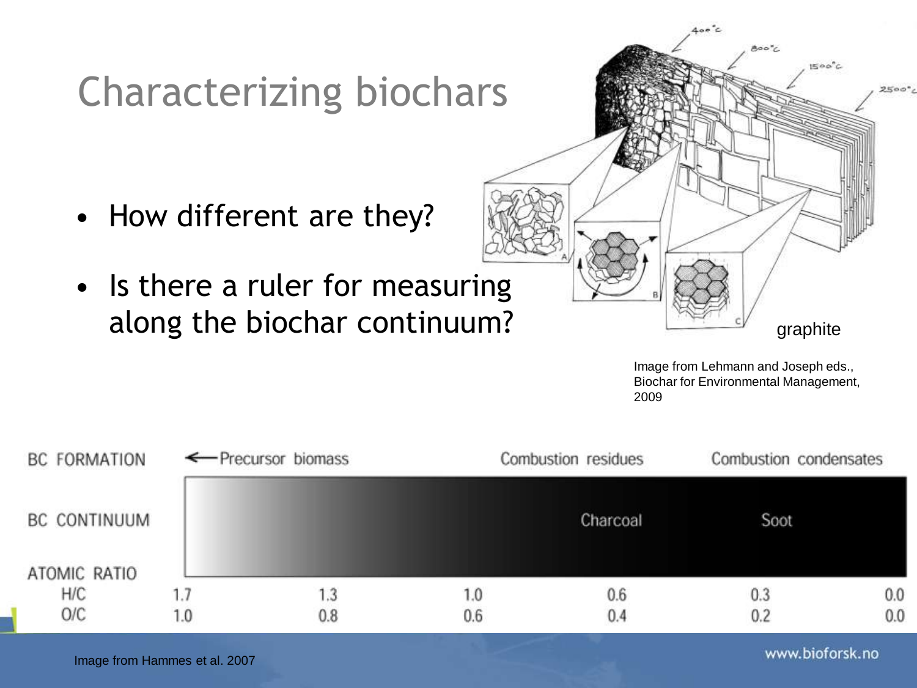# Characterizing biochars

- How different are they?
- Is there a ruler for measuring along the biochar continuum?

graphite

Image from Lehmann and Joseph eds., Biochar for Environmental Management, 2009

| BC FORMATION | ← Precursor biomass | | | Combustion residues | Combustion condensates | |
|---|---|---|---|---|---|---|
| BC CONTINUUM | | | | Charcoal | Soot | |
| ATOMIC RATIO | | | | | | |
| H/C | 1.7 | 1.3 | 1.0 | 0.6 | 0.3 | 0.0 |
| O/C | 1.0 | 0.8 | 0.6 | 0.4 | 0.2 | 0.0 |

Image from Hammes et al. 2007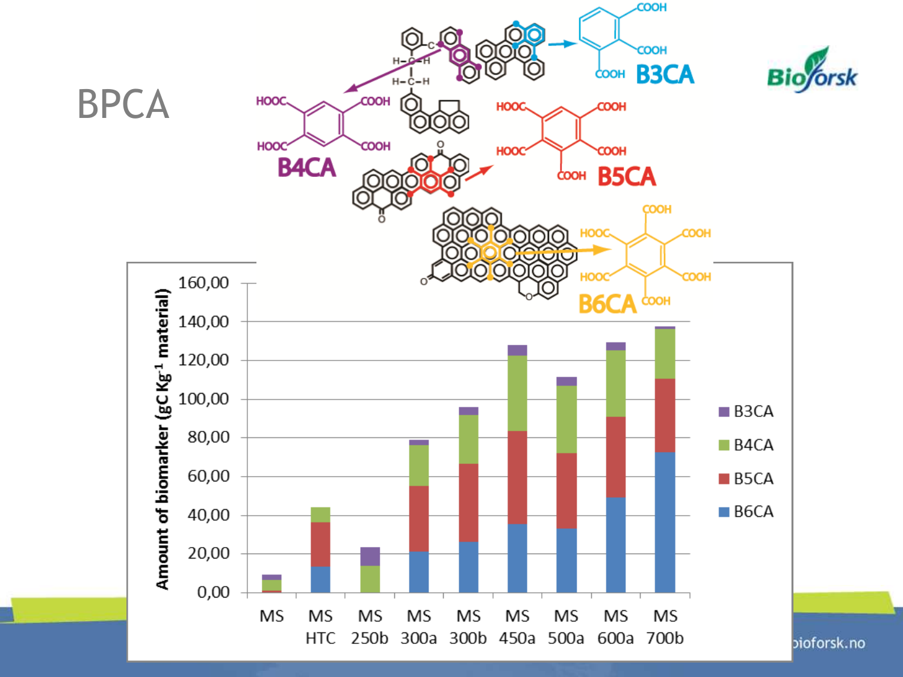# BPCA

B3CA

B4CA

B5CA

B6CA

Amount of biomarker (gC Kg$^{-1}$ material)

160,00
140,00
120,00
100,00
80,00
60,00
40,00
20,00
0,00

MS | MS HTC | MS 250b | MS 300a | MS 300b | MS 450a | MS 500a | MS 600a | MS 700b

■ B3CA
■ B4CA
■ B5CA
■ B6CA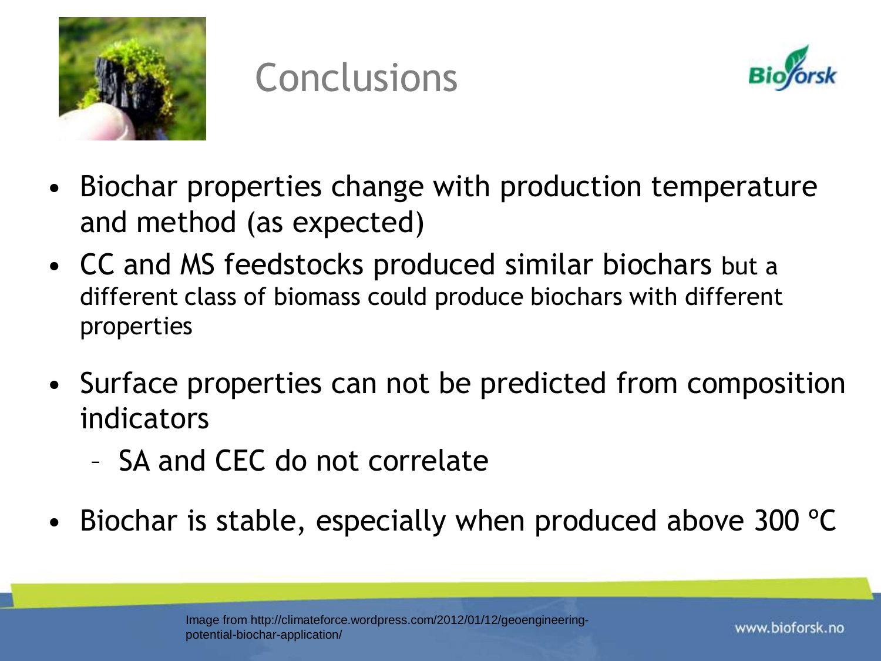# Conclusions

- Biochar properties change with production temperature and method (as expected)
- CC and MS feedstocks produced similar biochars but a different class of biomass could produce biochars with different properties
- Surface properties can not be predicted from composition indicators
  - SA and CEC do not correlate
- Biochar is stable, especially when produced above 300 ºC

Image from http://climateforce.wordpress.com/2012/01/12/geoengineering-potential-biochar-application/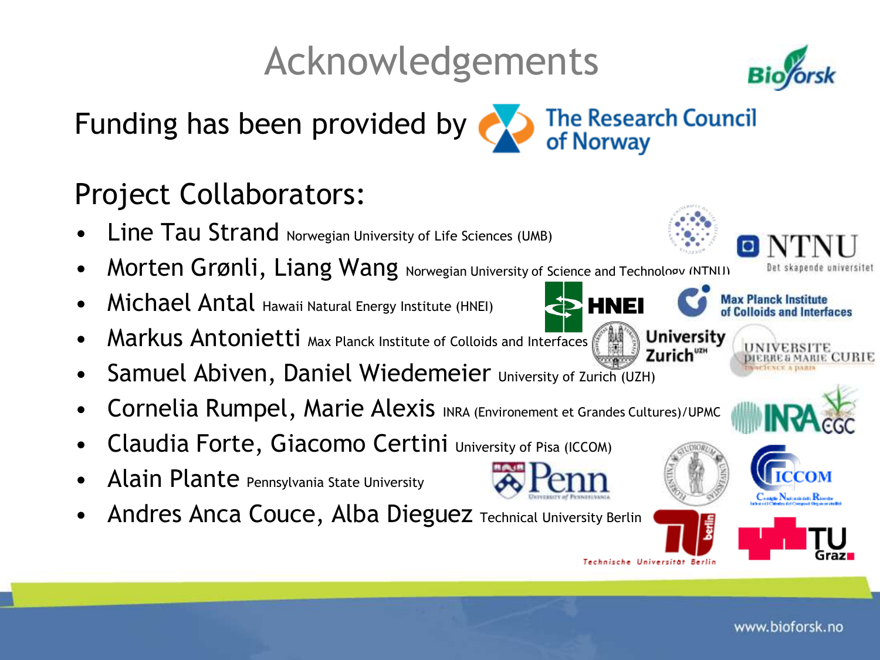# Acknowledgements

Funding has been provided by The Research Council of Norway

## Project Collaborators:

- Line Tau Strand Norwegian University of Life Sciences (UMB)
- Morten Grønli, Liang Wang Norwegian University of Science and Technology (NTNU)
- Michael Antal Hawaii Natural Energy Institute (HNEI)
- Markus Antonietti Max Planck Institute of Colloids and Interfaces
- Samuel Abiven, Daniel Wiedemeier University of Zurich (UZH)
- Cornelia Rumpel, Marie Alexis INRA (Environement et Grandes Cultures)/UPMC
- Claudia Forte, Giacomo Certini University of Pisa (ICCOM)
- Alain Plante Pennsylvania State University
- Andres Anca Couce, Alba Dieguez Technical University Berlin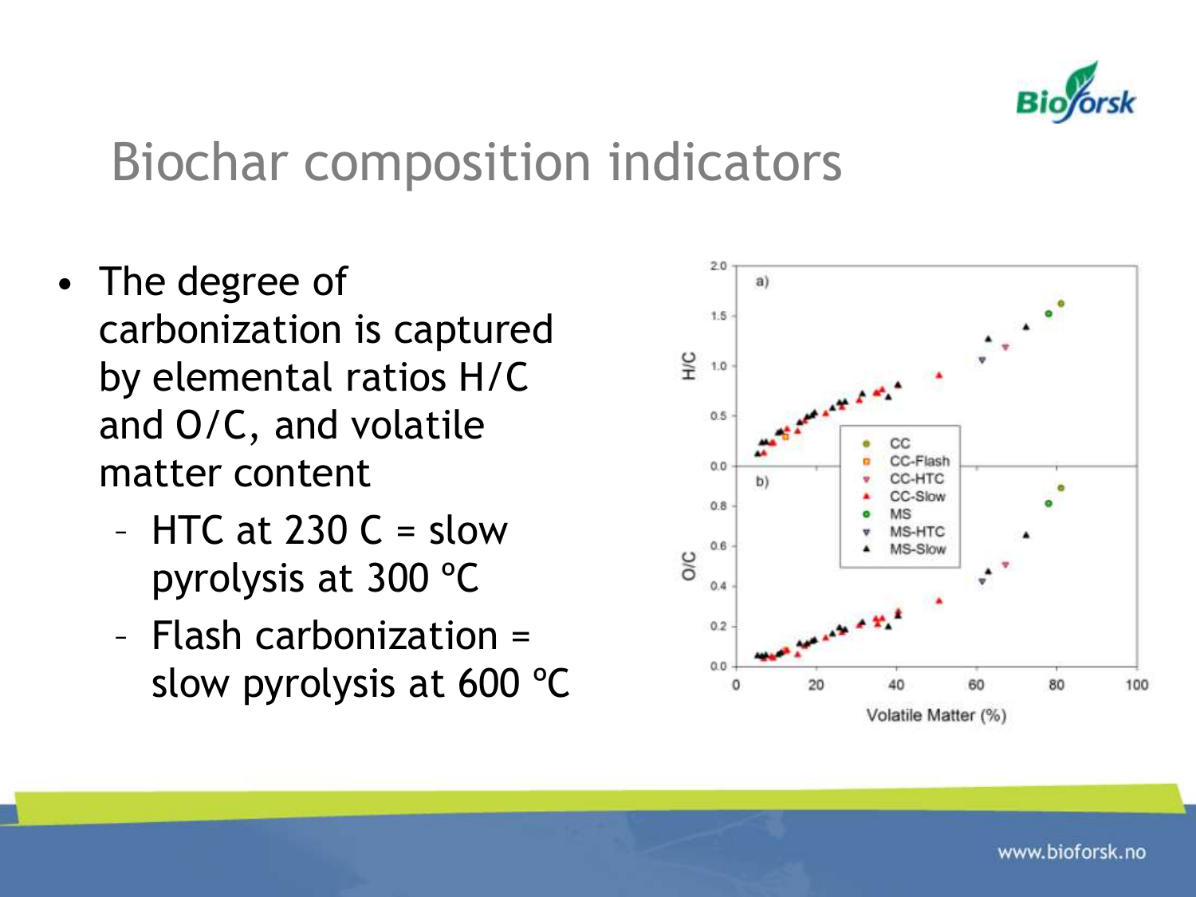# Biochar composition indicators

- The degree of carbonization is captured by elemental ratios H/C and O/C, and volatile matter content
  - HTC at 230 C = slow pyrolysis at 300 ºC
  - Flash carbonization = slow pyrolysis at 600 ºC

a)

b)

H/C

O/C

2.0
1.5
1.0
0.5
0.0

0.8
0.6
0.4
0.2
0.0

0
20
40
60
80
100

Volatile Matter (%)

CC
CC-Flash
CC-HTC
CC-Slow
MS
MS-HTC
MS-Slow